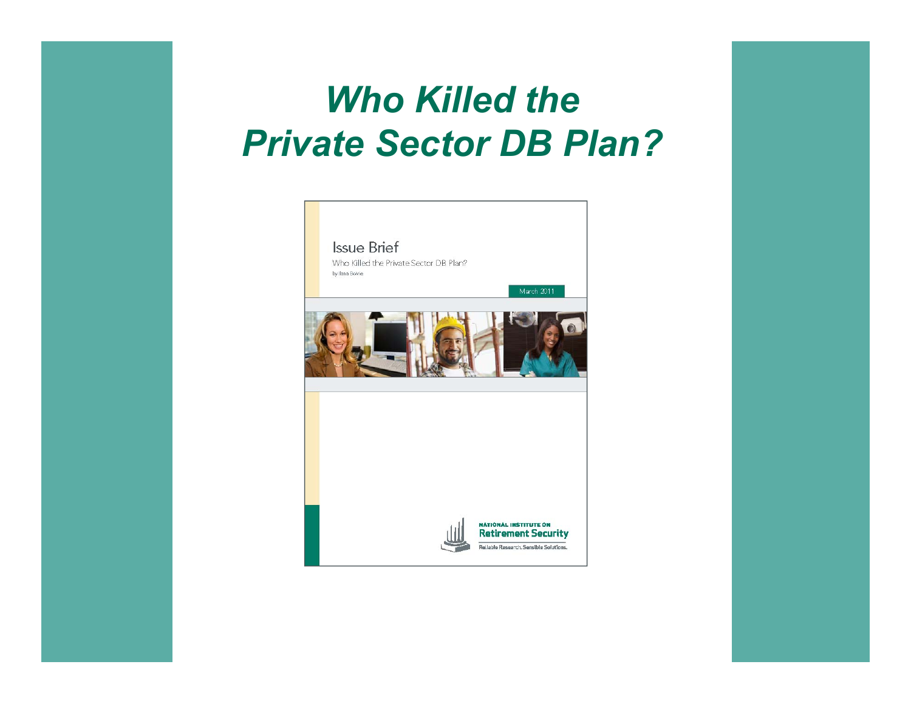# *Who Killed the Private Sector DB Plan?*

Issue Brief

Who Killed the Private Sector DB Plan?

by Ilana Boivie

March 2011

NATIONAL INSTITUTE ON
Retirement Security
Reliable Research. Sensible Solutions.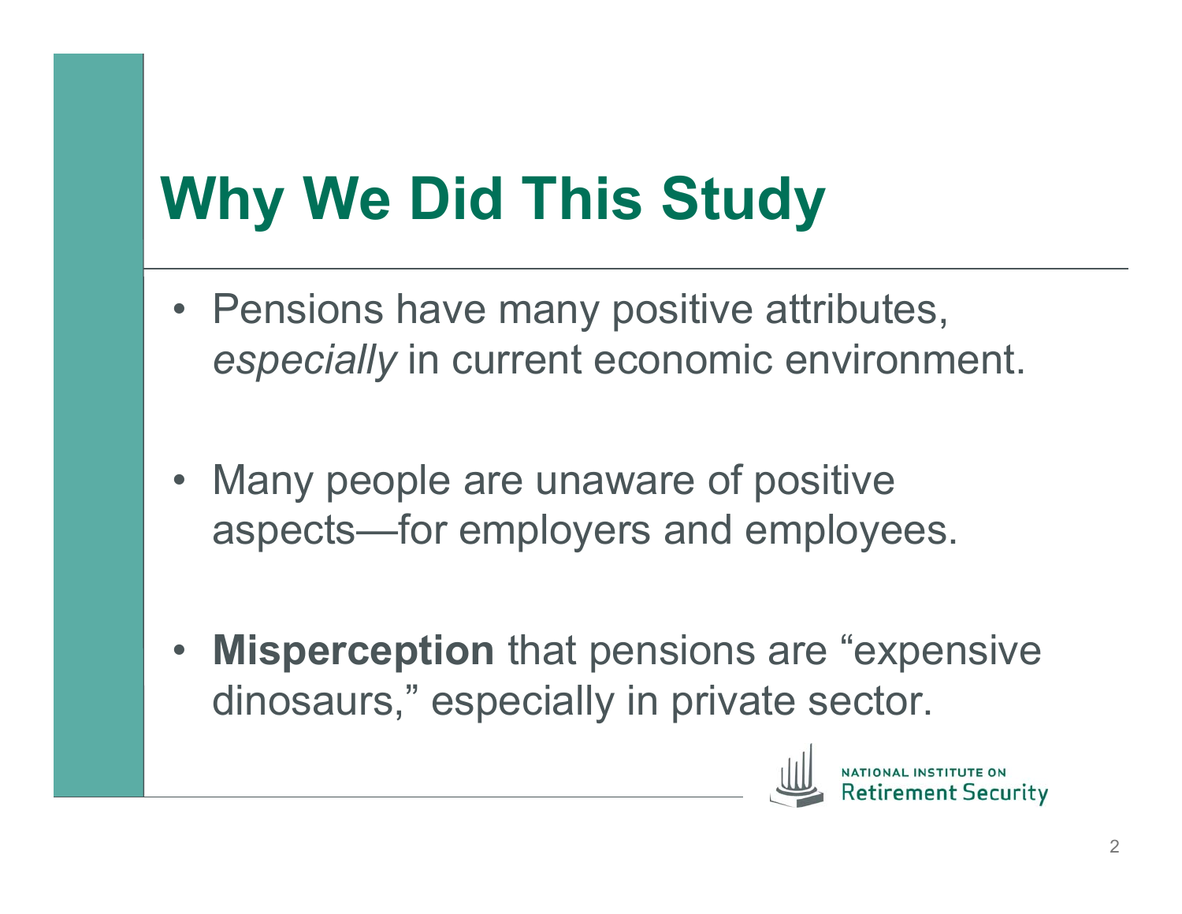# Why We Did This Study

- Pensions have many positive attributes, *especially* in current economic environment.
- Many people are unaware of positive aspects—for employers and employees.
- **Misperception** that pensions are "expensive dinosaurs," especially in private sector.

NATIONAL INSTITUTE ON Retirement Security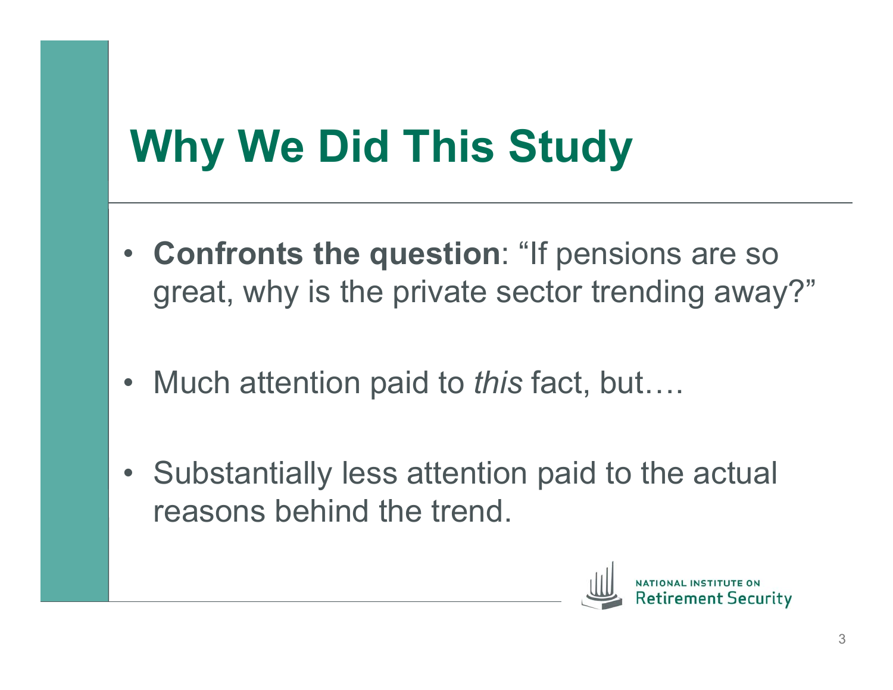# Why We Did This Study

- **Confronts the question**: "If pensions are so great, why is the private sector trending away?"
- Much attention paid to *this* fact, but….
- Substantially less attention paid to the actual reasons behind the trend.

NATIONAL INSTITUTE ON Retirement Security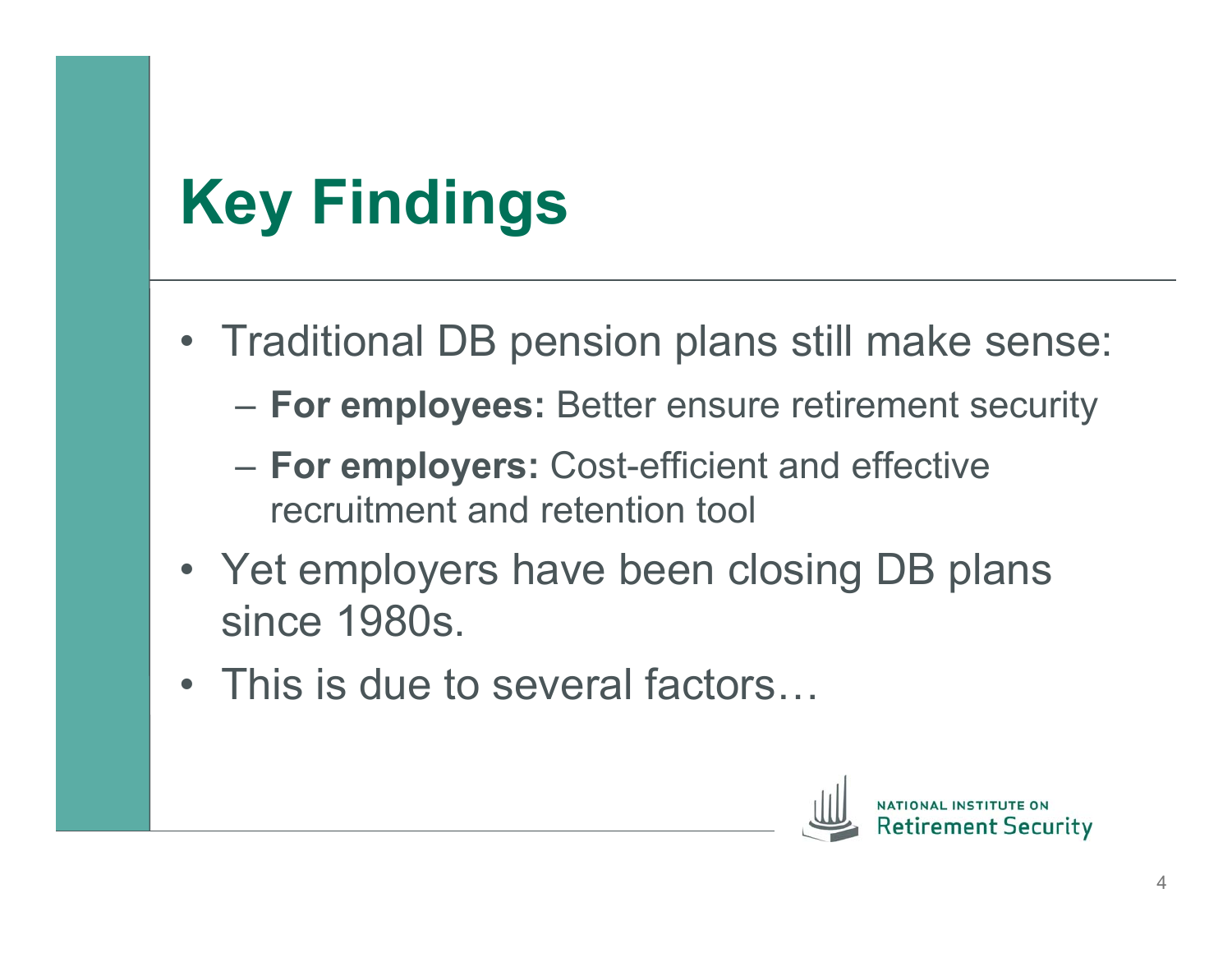# Key Findings

- Traditional DB pension plans still make sense:
  - **For employees:** Better ensure retirement security
  - **For employers:** Cost-efficient and effective recruitment and retention tool
- Yet employers have been closing DB plans since 1980s.
- This is due to several factors…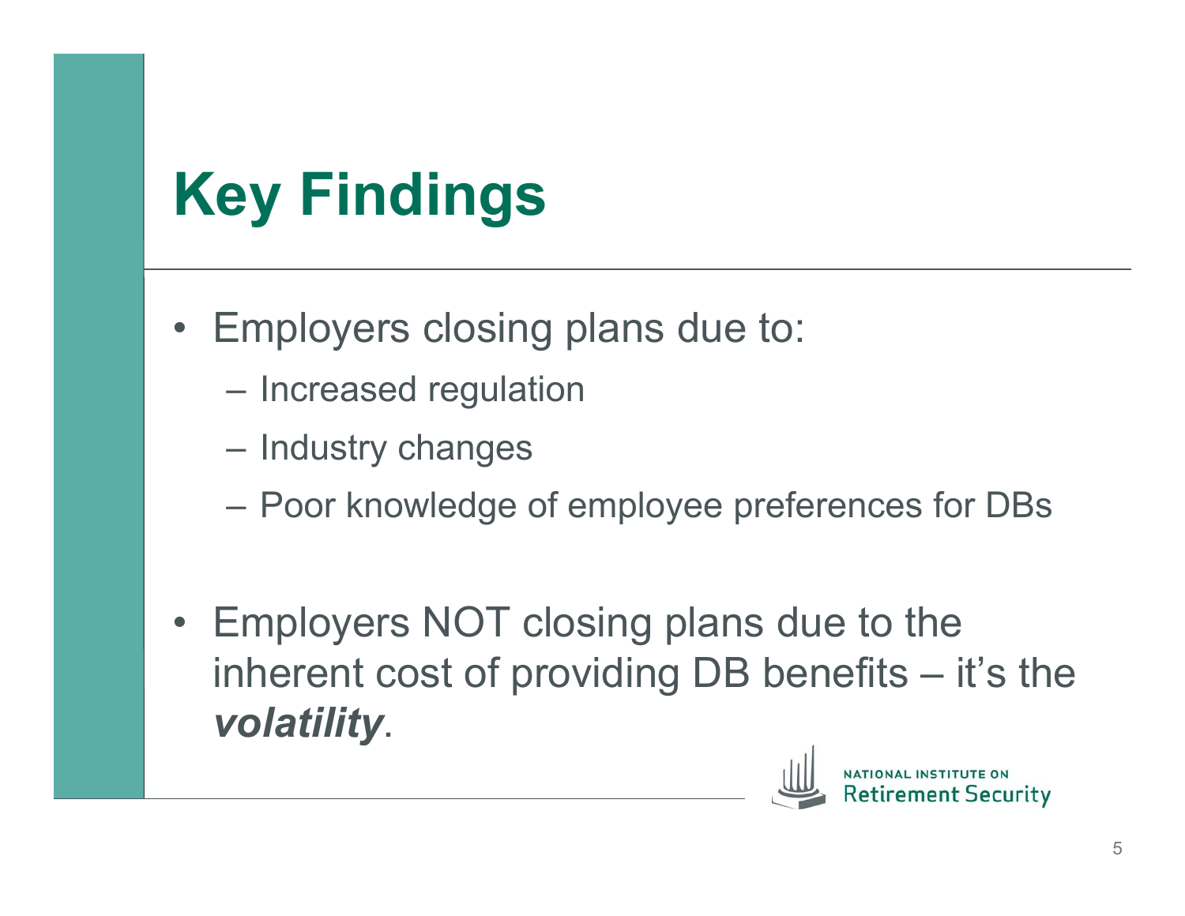# Key Findings

- Employers closing plans due to:
  - Increased regulation
  - Industry changes
  - Poor knowledge of employee preferences for DBs

- Employers NOT closing plans due to the inherent cost of providing DB benefits – it's the ***volatility***.

NATIONAL INSTITUTE ON Retirement Security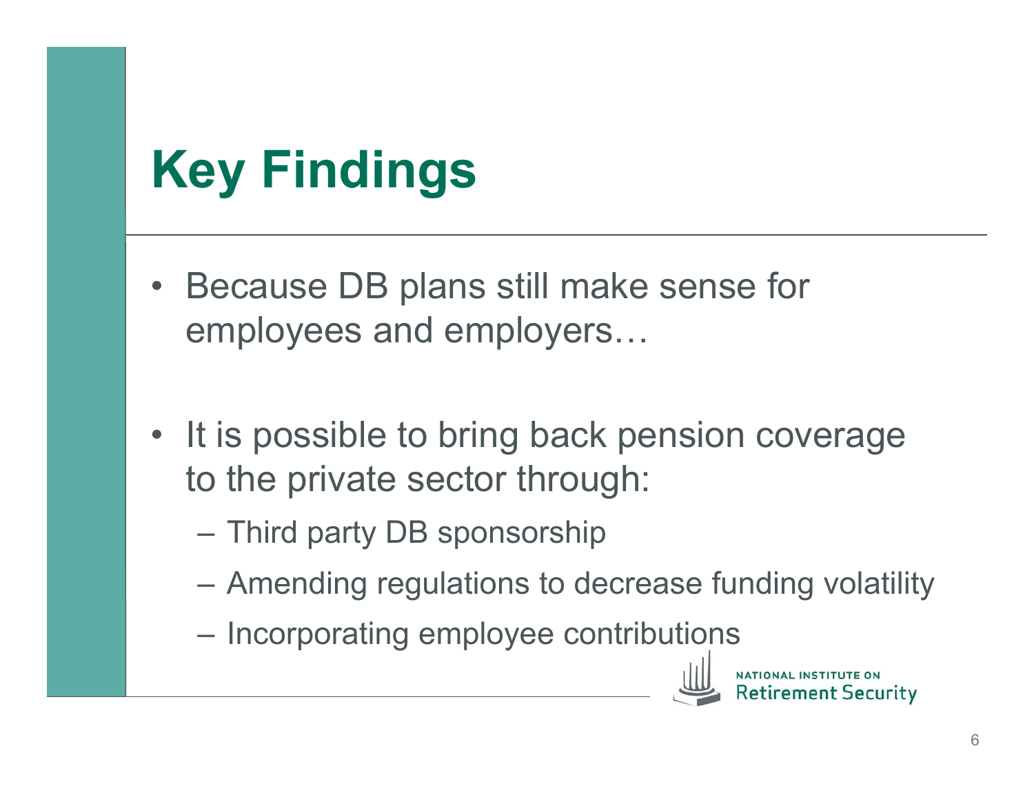# Key Findings

- Because DB plans still make sense for employees and employers…

- It is possible to bring back pension coverage to the private sector through:
  - Third party DB sponsorship
  - Amending regulations to decrease funding volatility
  - Incorporating employee contributions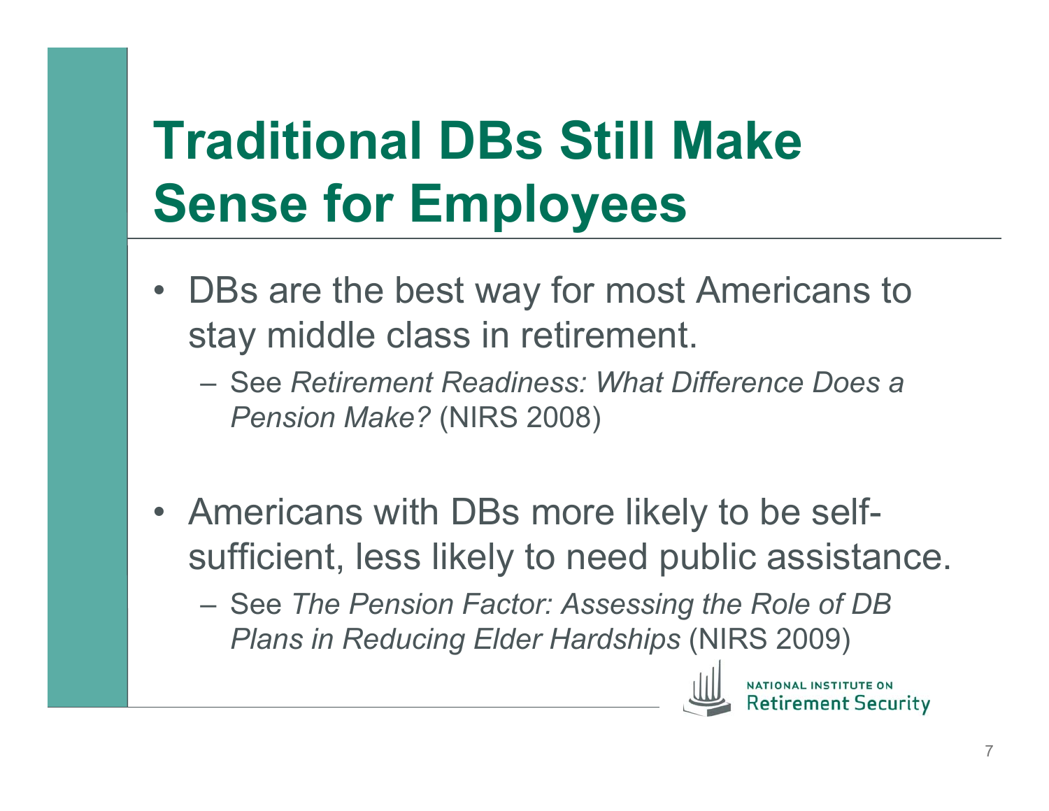# Traditional DBs Still Make Sense for Employees

- DBs are the best way for most Americans to stay middle class in retirement.
  - See *Retirement Readiness: What Difference Does a Pension Make?* (NIRS 2008)

- Americans with DBs more likely to be self-sufficient, less likely to need public assistance.
  - See *The Pension Factor: Assessing the Role of DB Plans in Reducing Elder Hardships* (NIRS 2009)

NATIONAL INSTITUTE ON Retirement Security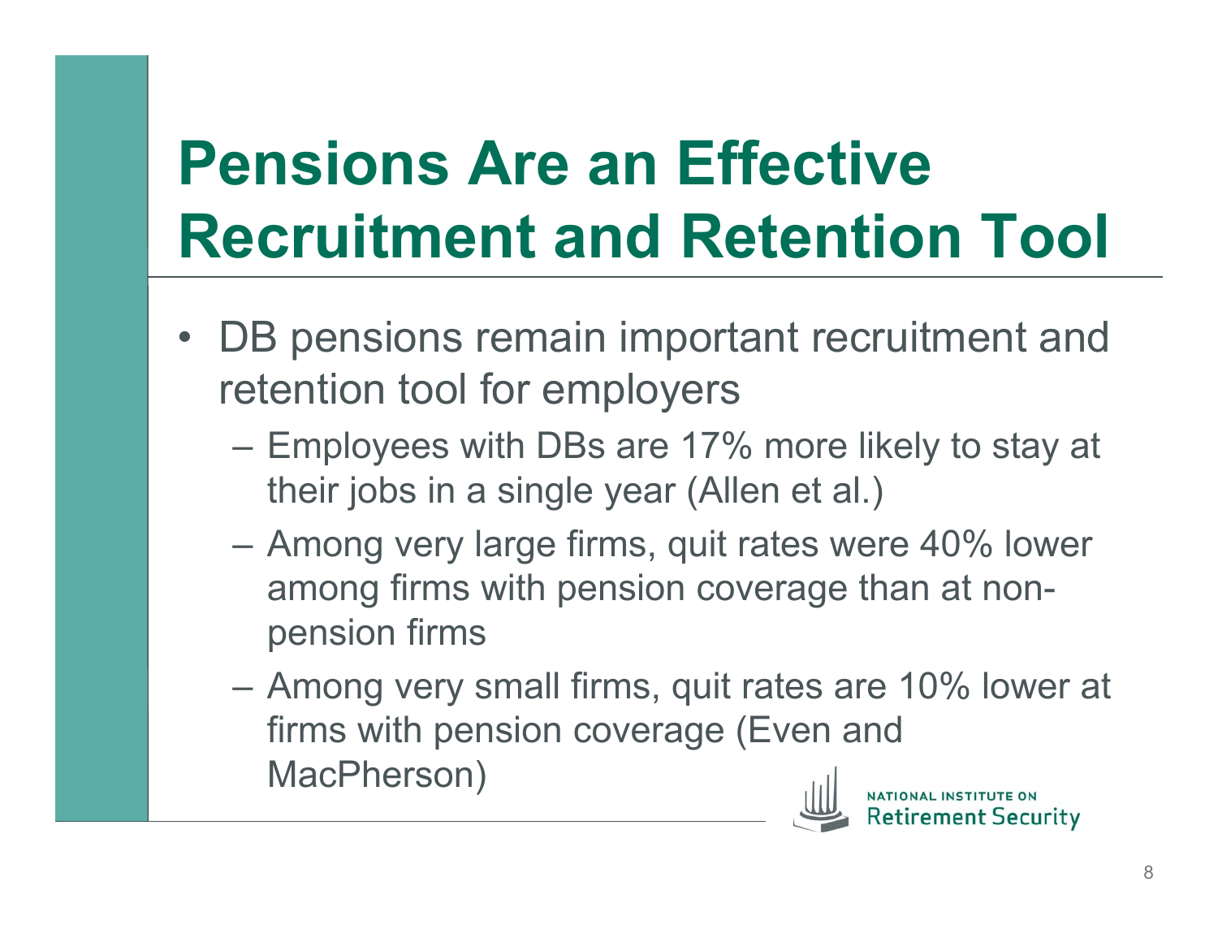# Pensions Are an Effective Recruitment and Retention Tool

- DB pensions remain important recruitment and retention tool for employers
  - Employees with DBs are 17% more likely to stay at their jobs in a single year (Allen et al.)
  - Among very large firms, quit rates were 40% lower among firms with pension coverage than at non-pension firms
  - Among very small firms, quit rates are 10% lower at firms with pension coverage (Even and MacPherson)

NATIONAL INSTITUTE ON Retirement Security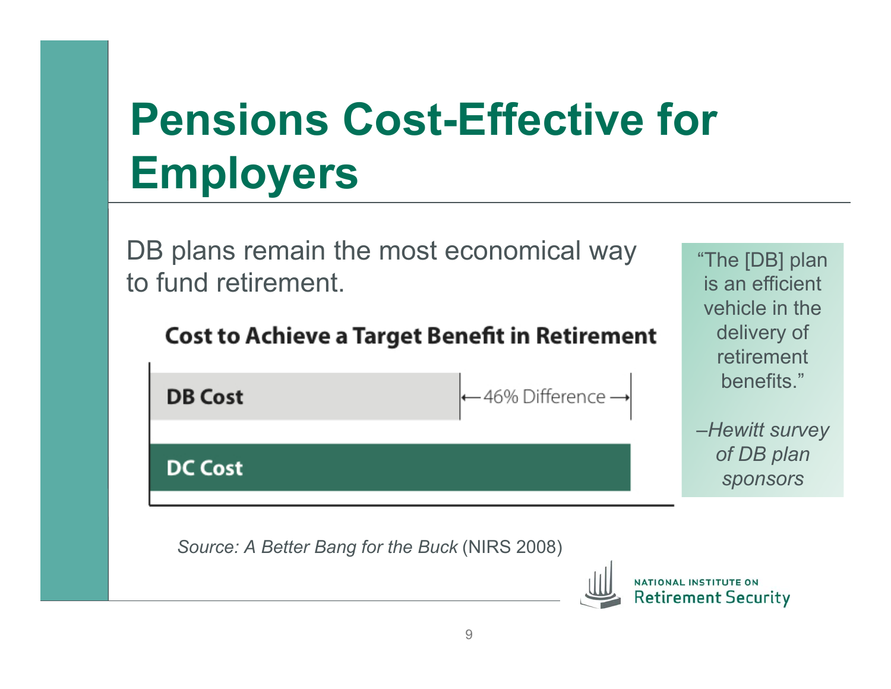# Pensions Cost-Effective for Employers

DB plans remain the most economical way to fund retirement.

**Cost to Achieve a Target Benefit in Retirement**

**DB Cost** ←46% Difference→

**DC Cost**

*Source: A Better Bang for the Buck* (NIRS 2008)

> "The [DB] plan is an efficient vehicle in the delivery of retirement benefits."
>
> *–Hewitt survey of DB plan sponsors*

NATIONAL INSTITUTE ON Retirement Security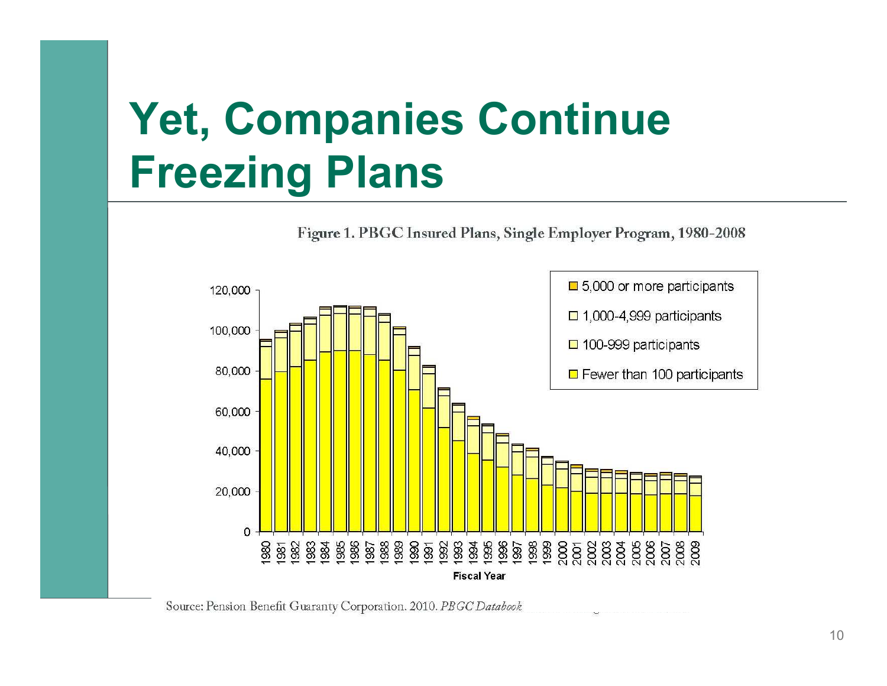# Yet, Companies Continue Freezing Plans

Figure 1. PBGC Insured Plans, Single Employer Program, 1980-2008

Source: Pension Benefit Guaranty Corporation. 2010. *PBGC Databook*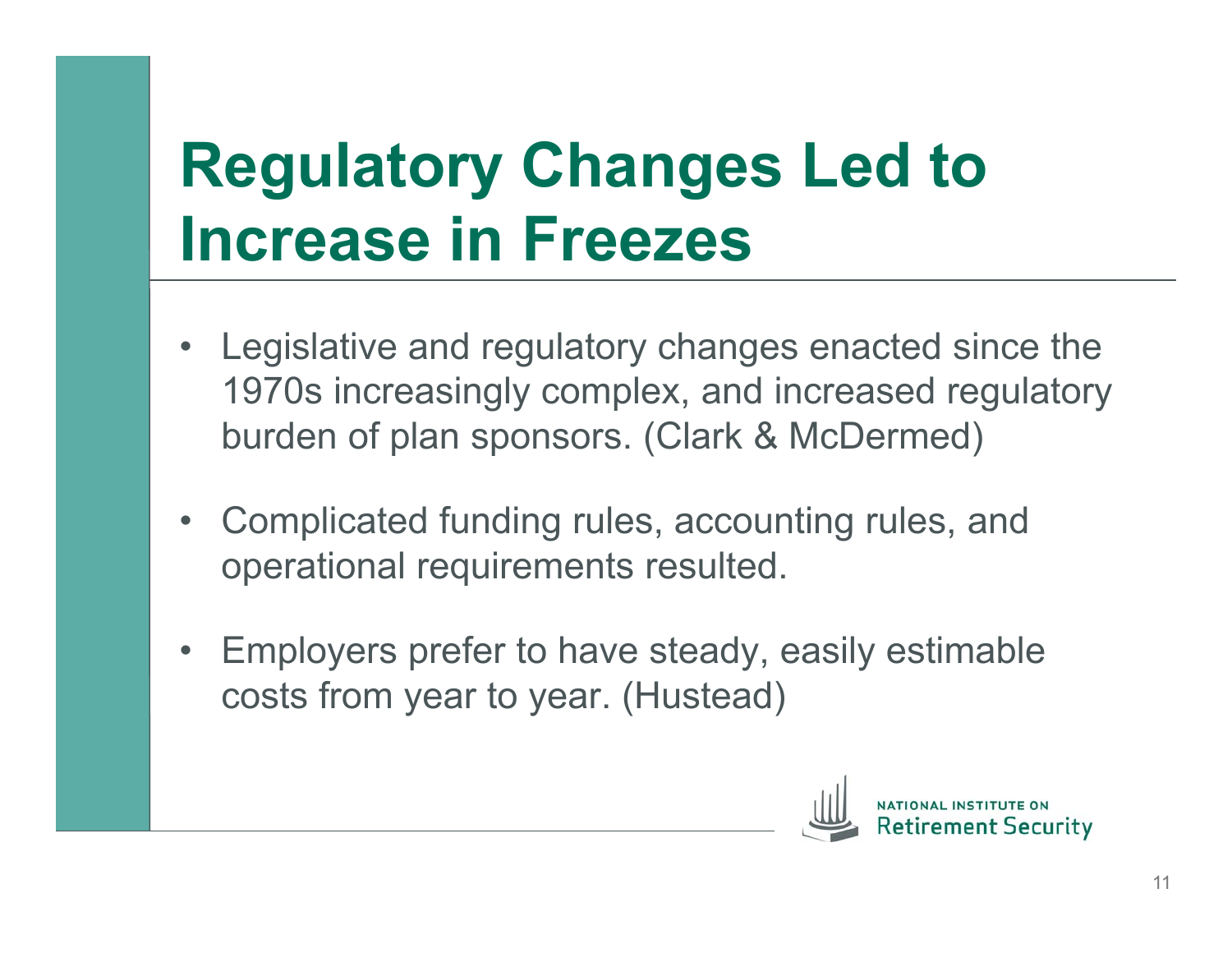# Regulatory Changes Led to Increase in Freezes

- Legislative and regulatory changes enacted since the 1970s increasingly complex, and increased regulatory burden of plan sponsors. (Clark & McDermed)
- Complicated funding rules, accounting rules, and operational requirements resulted.
- Employers prefer to have steady, easily estimable costs from year to year. (Hustead)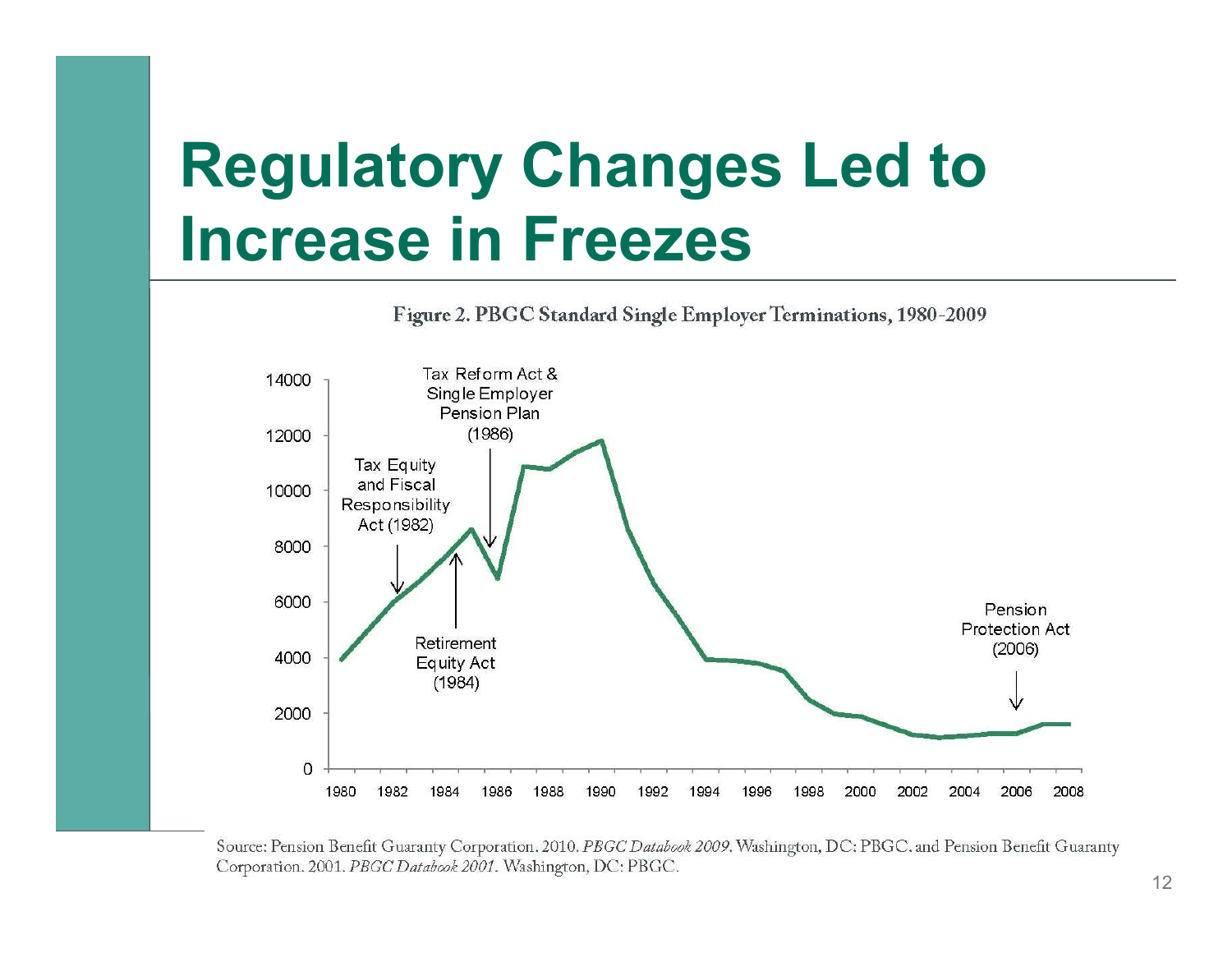# Regulatory Changes Led to Increase in Freezes

Figure 2. PBGC Standard Single Employer Terminations, 1980-2009

Source: Pension Benefit Guaranty Corporation. 2010. *PBGC Databook 2009*. Washington, DC: PBGC. and Pension Benefit Guaranty Corporation. 2001. *PBGC Databook 2001*. Washington, DC: PBGC.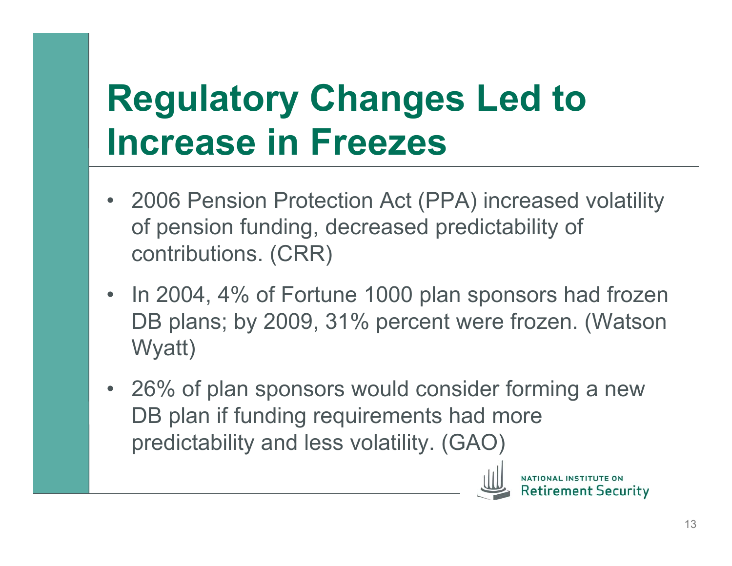# Regulatory Changes Led to Increase in Freezes

- 2006 Pension Protection Act (PPA) increased volatility of pension funding, decreased predictability of contributions. (CRR)
- In 2004, 4% of Fortune 1000 plan sponsors had frozen DB plans; by 2009, 31% percent were frozen. (Watson Wyatt)
- 26% of plan sponsors would consider forming a new DB plan if funding requirements had more predictability and less volatility. (GAO)

NATIONAL INSTITUTE ON Retirement Security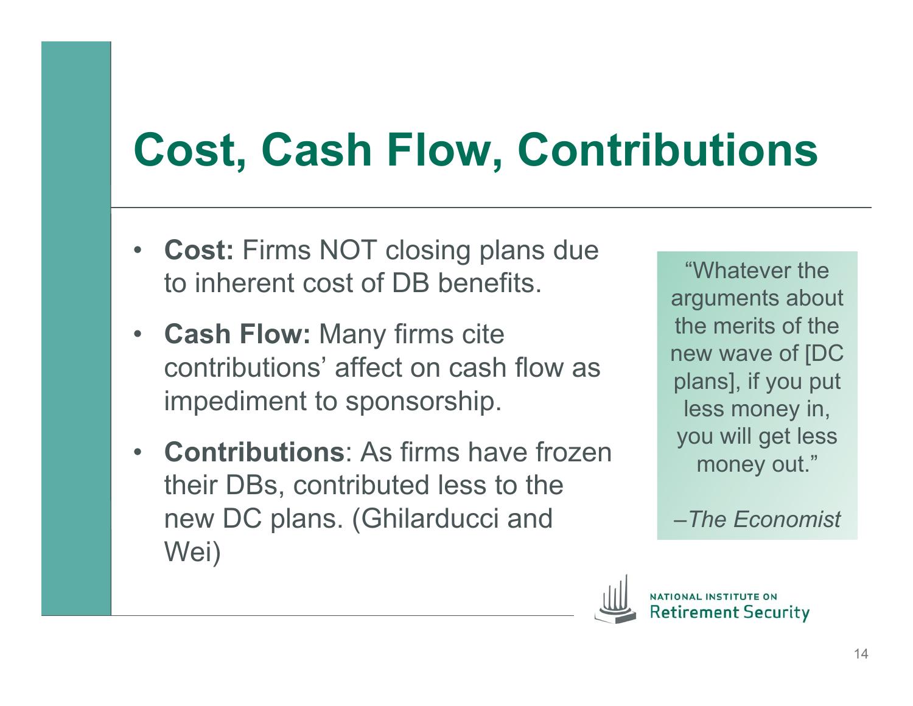# Cost, Cash Flow, Contributions

- **Cost:** Firms NOT closing plans due to inherent cost of DB benefits.
- **Cash Flow:** Many firms cite contributions' affect on cash flow as impediment to sponsorship.
- **Contributions**: As firms have frozen their DBs, contributed less to the new DC plans. (Ghilarducci and Wei)

> "Whatever the arguments about the merits of the new wave of [DC plans], if you put less money in, you will get less money out."
>
> *–The Economist*

NATIONAL INSTITUTE ON Retirement Security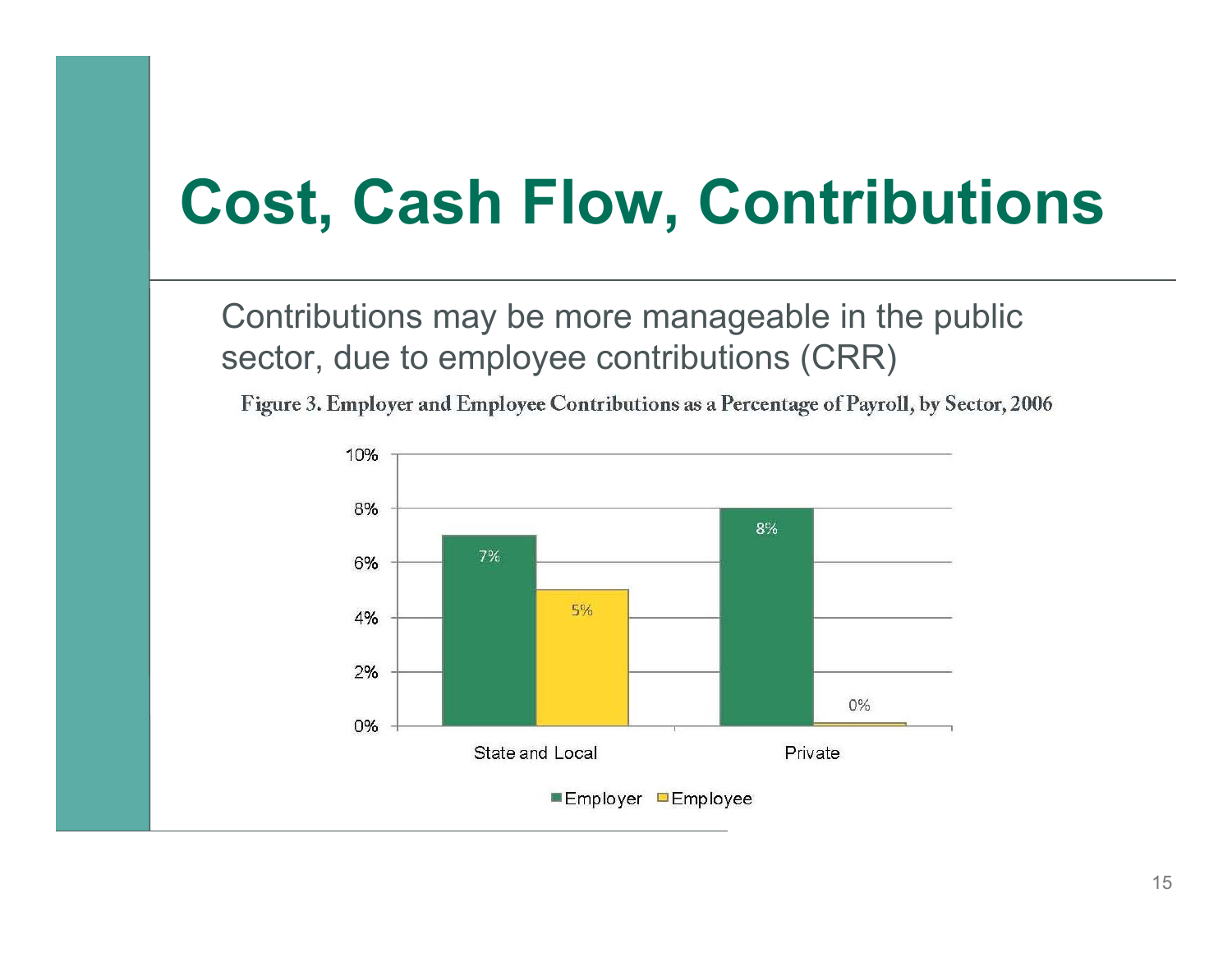# Cost, Cash Flow, Contributions

Contributions may be more manageable in the public sector, due to employee contributions (CRR)

Figure 3. Employer and Employee Contributions as a Percentage of Payroll, by Sector, 2006

| Sector | Employer | Employee |
|---|---|---|
| State and Local | 7% | 5% |
| Private | 8% | 0% |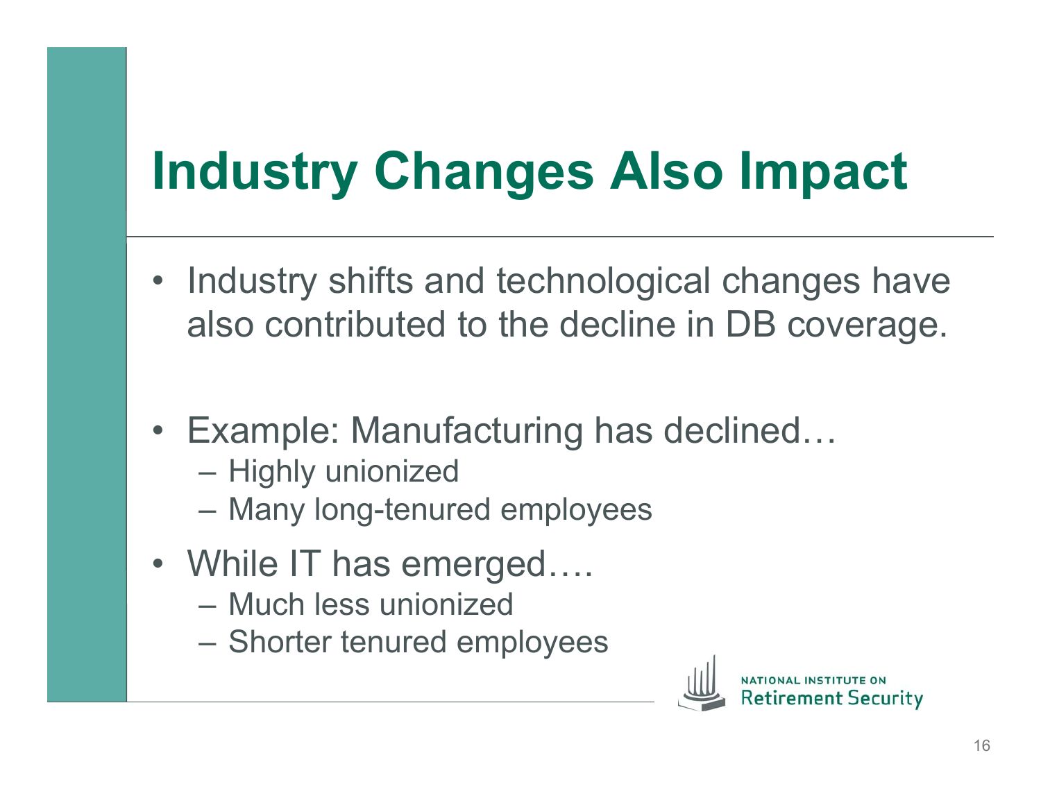# Industry Changes Also Impact

- Industry shifts and technological changes have also contributed to the decline in DB coverage.

- Example: Manufacturing has declined…
  - Highly unionized
  - Many long-tenured employees
- While IT has emerged….
  - Much less unionized
  - Shorter tenured employees

NATIONAL INSTITUTE ON Retirement Security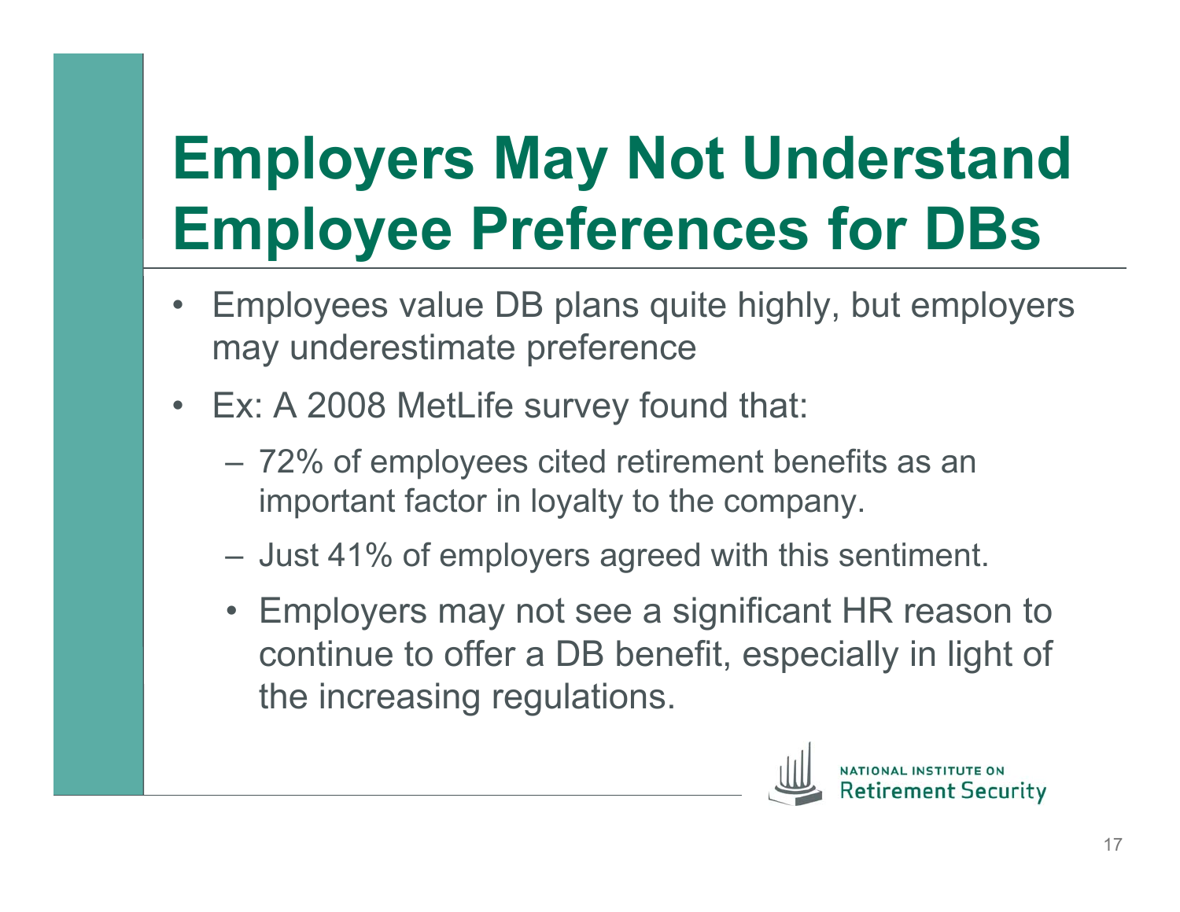# Employers May Not Understand Employee Preferences for DBs

- Employees value DB plans quite highly, but employers may underestimate preference
- Ex: A 2008 MetLife survey found that:
  - 72% of employees cited retirement benefits as an important factor in loyalty to the company.
  - Just 41% of employers agreed with this sentiment.
  - Employers may not see a significant HR reason to continue to offer a DB benefit, especially in light of the increasing regulations.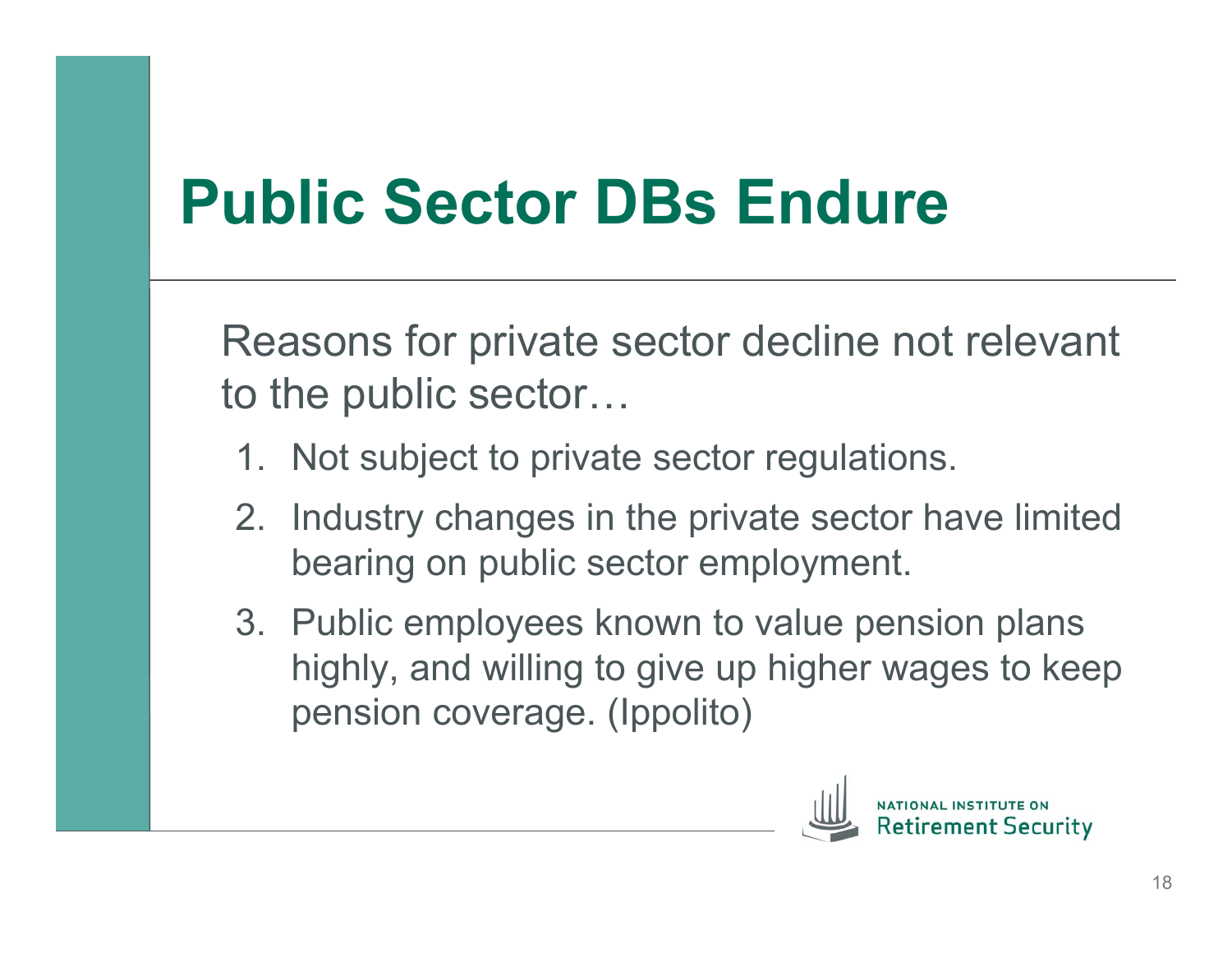# Public Sector DBs Endure

Reasons for private sector decline not relevant to the public sector…

1. Not subject to private sector regulations.
2. Industry changes in the private sector have limited bearing on public sector employment.
3. Public employees known to value pension plans highly, and willing to give up higher wages to keep pension coverage. (Ippolito)

NATIONAL INSTITUTE ON Retirement Security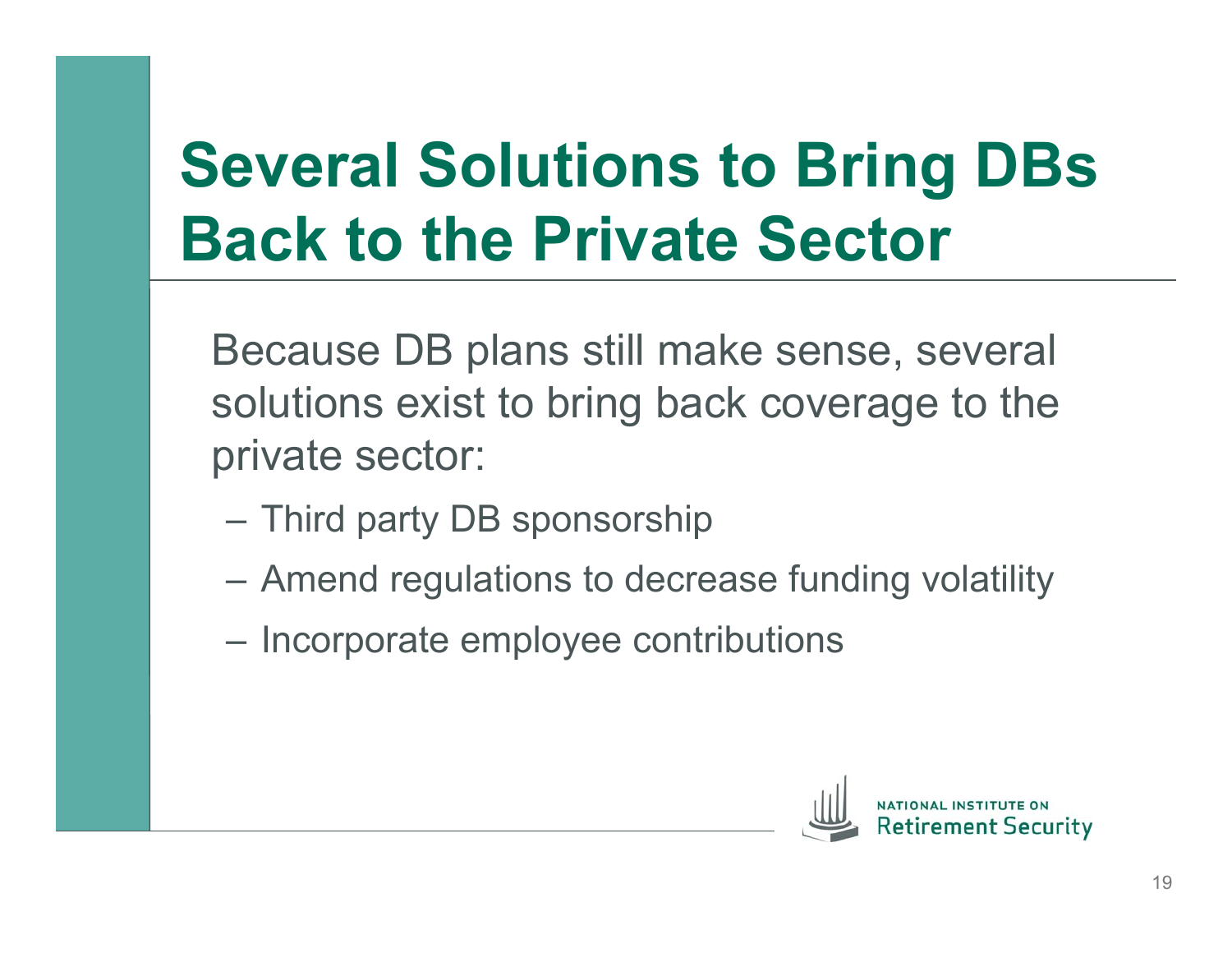# Several Solutions to Bring DBs Back to the Private Sector

Because DB plans still make sense, several solutions exist to bring back coverage to the private sector:

- Third party DB sponsorship
- Amend regulations to decrease funding volatility
- Incorporate employee contributions

NATIONAL INSTITUTE ON Retirement Security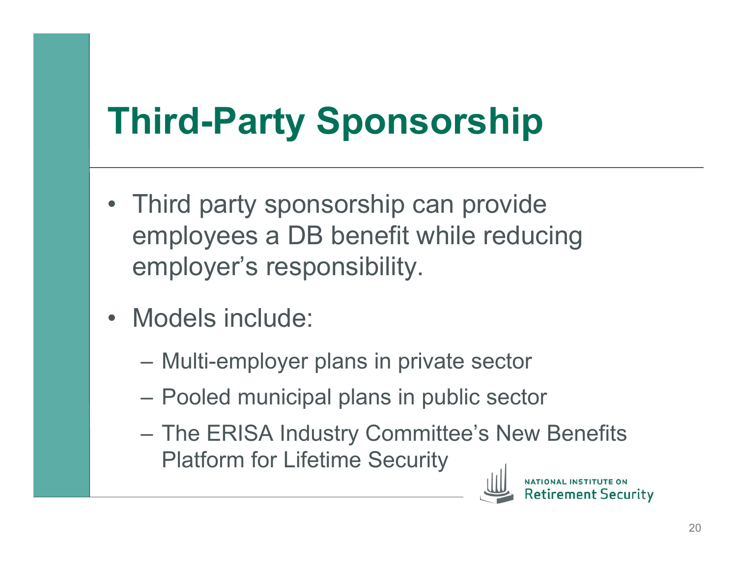# Third-Party Sponsorship

- Third party sponsorship can provide employees a DB benefit while reducing employer's responsibility.
- Models include:
  - Multi-employer plans in private sector
  - Pooled municipal plans in public sector
  - The ERISA Industry Committee's New Benefits Platform for Lifetime Security

NATIONAL INSTITUTE ON Retirement Security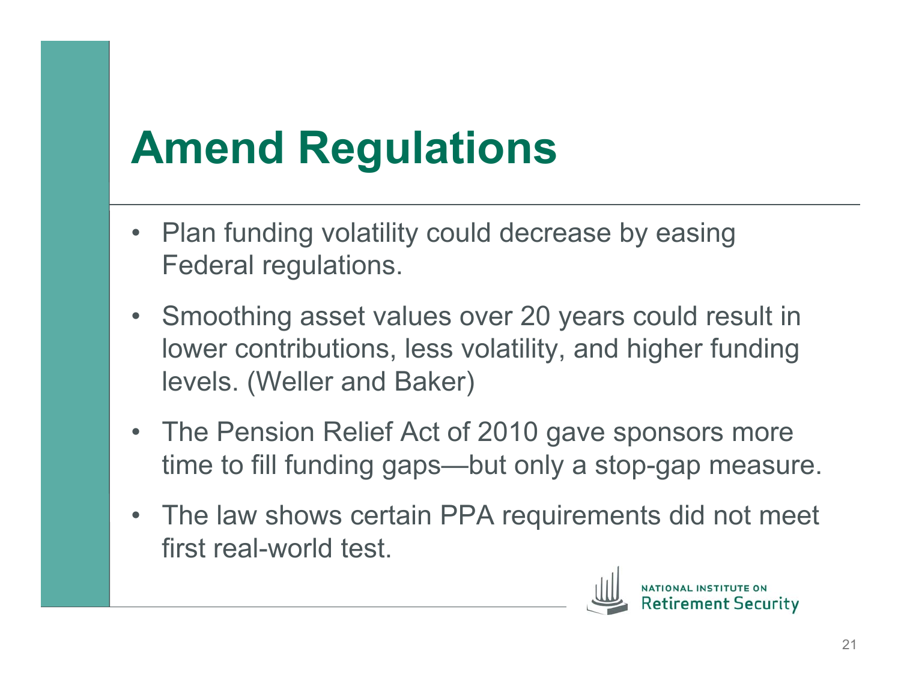# Amend Regulations

- Plan funding volatility could decrease by easing Federal regulations.
- Smoothing asset values over 20 years could result in lower contributions, less volatility, and higher funding levels. (Weller and Baker)
- The Pension Relief Act of 2010 gave sponsors more time to fill funding gaps—but only a stop-gap measure.
- The law shows certain PPA requirements did not meet first real-world test.

NATIONAL INSTITUTE ON Retirement Security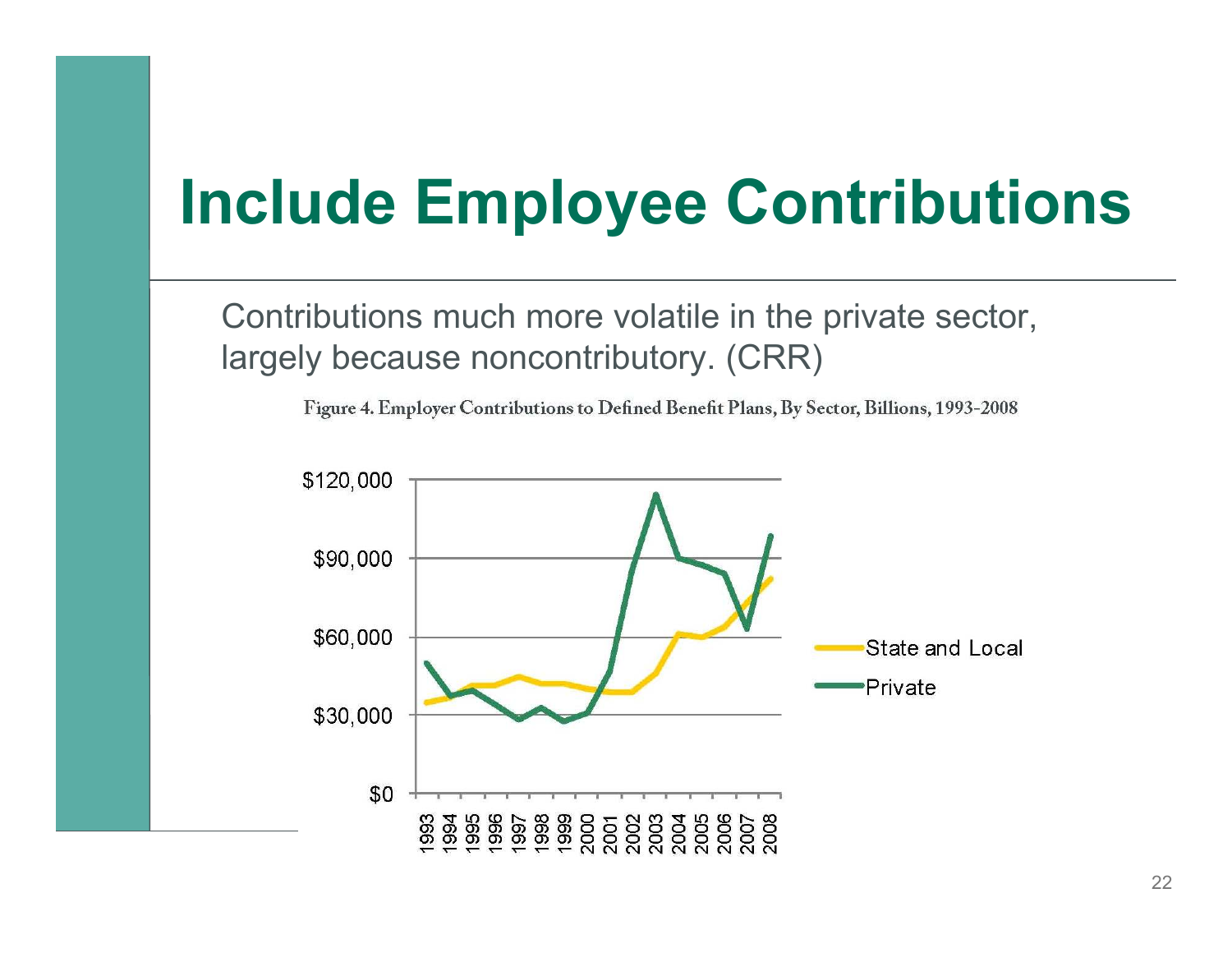# Include Employee Contributions

Contributions much more volatile in the private sector, largely because noncontributory. (CRR)

Figure 4. Employer Contributions to Defined Benefit Plans, By Sector, Billions, 1993-2008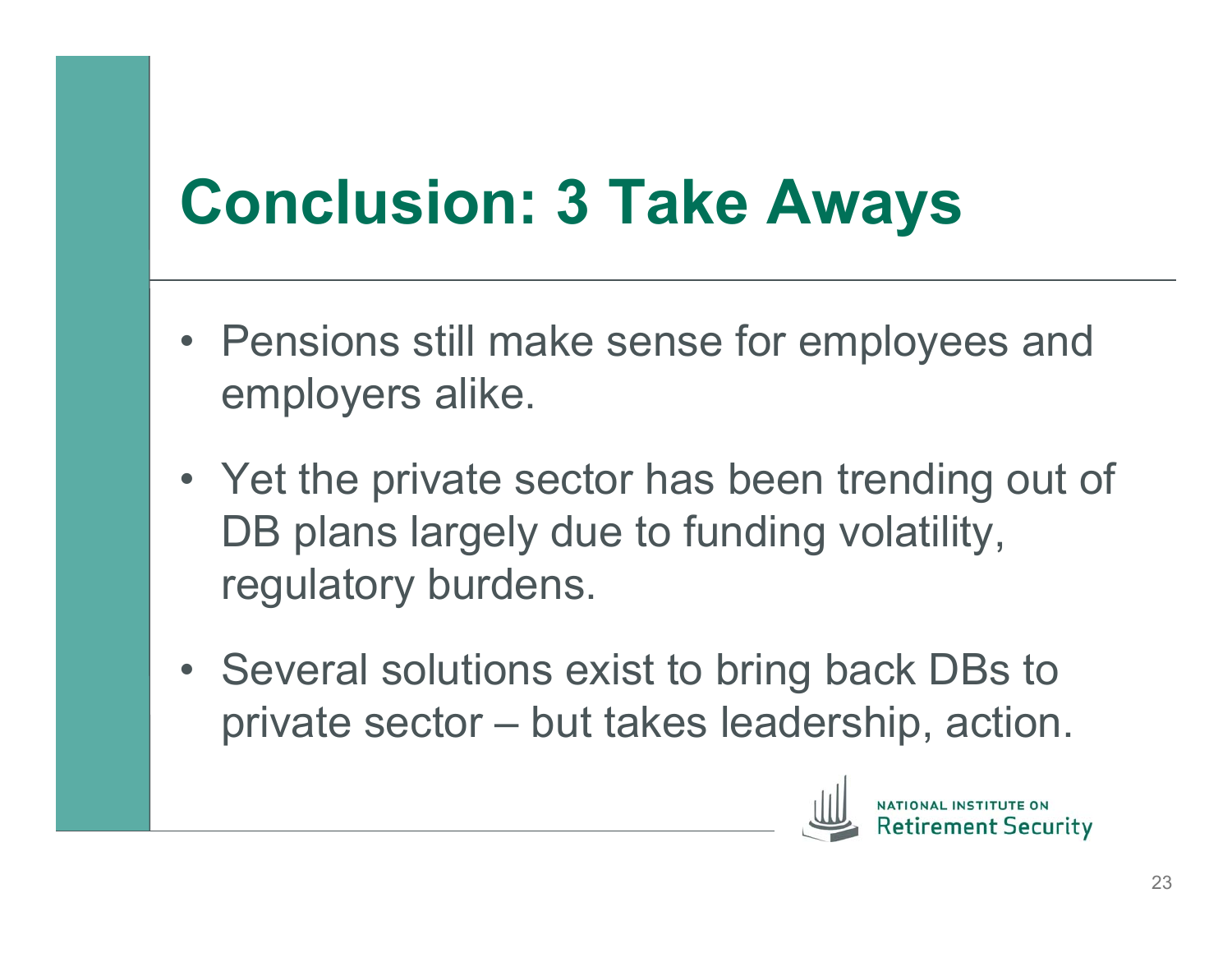# Conclusion: 3 Take Aways

- Pensions still make sense for employees and employers alike.
- Yet the private sector has been trending out of DB plans largely due to funding volatility, regulatory burdens.
- Several solutions exist to bring back DBs to private sector – but takes leadership, action.

NATIONAL INSTITUTE ON
Retirement Security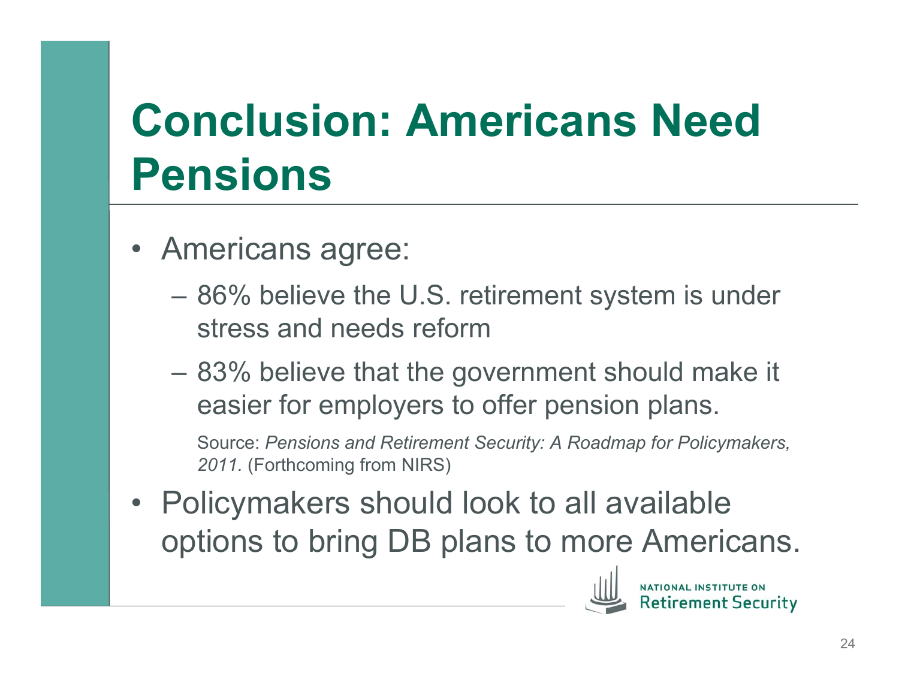# Conclusion: Americans Need Pensions

- Americans agree:
  - 86% believe the U.S. retirement system is under stress and needs reform
  - 83% believe that the government should make it easier for employers to offer pension plans.

  Source: *Pensions and Retirement Security: A Roadmap for Policymakers, 2011.* (Forthcoming from NIRS)

- Policymakers should look to all available options to bring DB plans to more Americans.

NATIONAL INSTITUTE ON Retirement Security